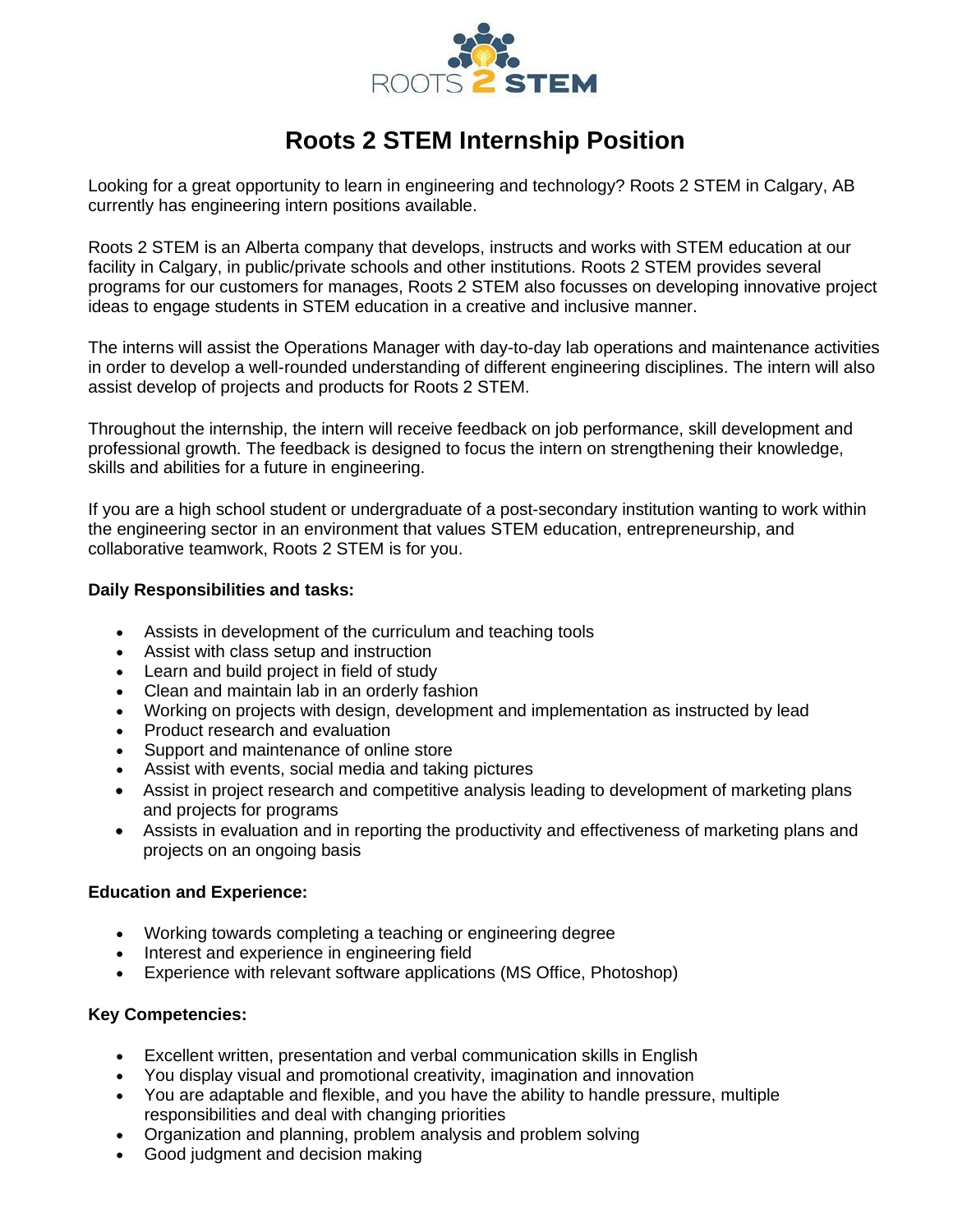# Roots 2 STEM Internship Position

Looking for a great opportunity to learn in engineering and technology? Roots 2 STEM in Calgary, AB currently has engineering intern positions available.

Roots 2 STEM is an Alberta company that develops, instructs and works with STEM education at our facility in Calgary, in public/private schools and other institutions. Roots 2 STEM provides several programs for our customers for manages, Roots 2 STEM also focusses on developing innovative project ideas to engage students in STEM education in a creative and inclusive manner.

The interns will assist the Operations Manager with day-to-day lab operations and maintenance activities in order to develop a well-rounded understanding of different engineering disciplines. The intern will also assist develop of projects and products for Roots 2 STEM.

Throughout the internship, the intern will receive feedback on job performance, skill development and professional growth. The feedback is designed to focus the intern on strengthening their knowledge, skills and abilities for a future in engineering.

If you are a high school student or undergraduate of a post-secondary institution wanting to work within the engineering sector in an environment that values STEM education, entrepreneurship, and collaborative teamwork, Roots 2 STEM is for you.

**Daily Responsibilities and tasks:**

- Assists in development of the curriculum and teaching tools
- Assist with class setup and instruction
- Learn and build project in field of study
- Clean and maintain lab in an orderly fashion
- Working on projects with design, development and implementation as instructed by lead
- Product research and evaluation
- Support and maintenance of online store
- Assist with events, social media and taking pictures
- Assist in project research and competitive analysis leading to development of marketing plans and projects for programs
- Assists in evaluation and in reporting the productivity and effectiveness of marketing plans and projects on an ongoing basis

**Education and Experience:**

- Working towards completing a teaching or engineering degree
- Interest and experience in engineering field
- Experience with relevant software applications (MS Office, Photoshop)

**Key Competencies:**

- Excellent written, presentation and verbal communication skills in English
- You display visual and promotional creativity, imagination and innovation
- You are adaptable and flexible, and you have the ability to handle pressure, multiple responsibilities and deal with changing priorities
- Organization and planning, problem analysis and problem solving
- Good judgment and decision making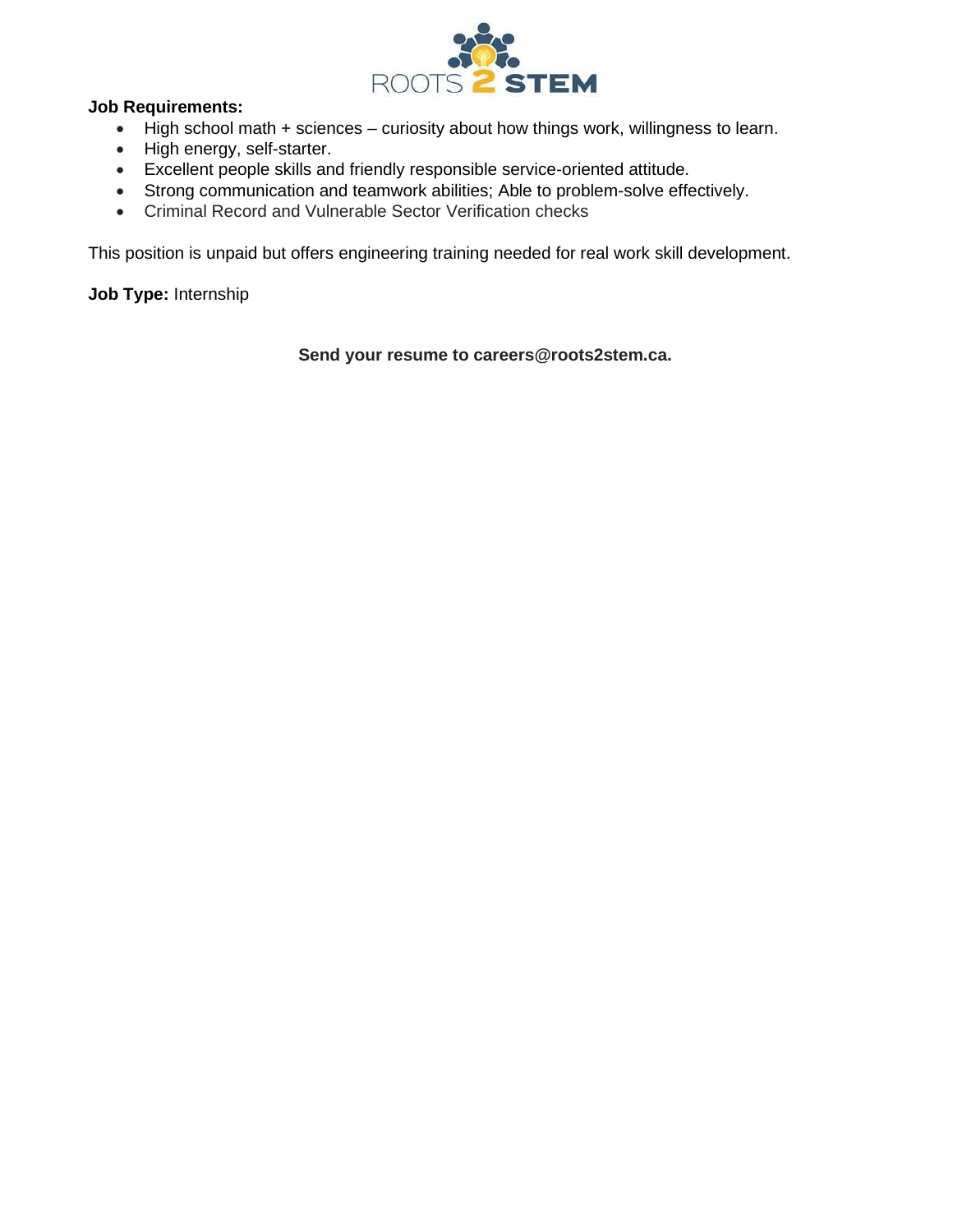**Job Requirements:**

- High school math + sciences – curiosity about how things work, willingness to learn.
- High energy, self-starter.
- Excellent people skills and friendly responsible service-oriented attitude.
- Strong communication and teamwork abilities; Able to problem-solve effectively.
- Criminal Record and Vulnerable Sector Verification checks

This position is unpaid but offers engineering training needed for real work skill development.

**Job Type:** Internship

**Send your resume to careers@roots2stem.ca.**